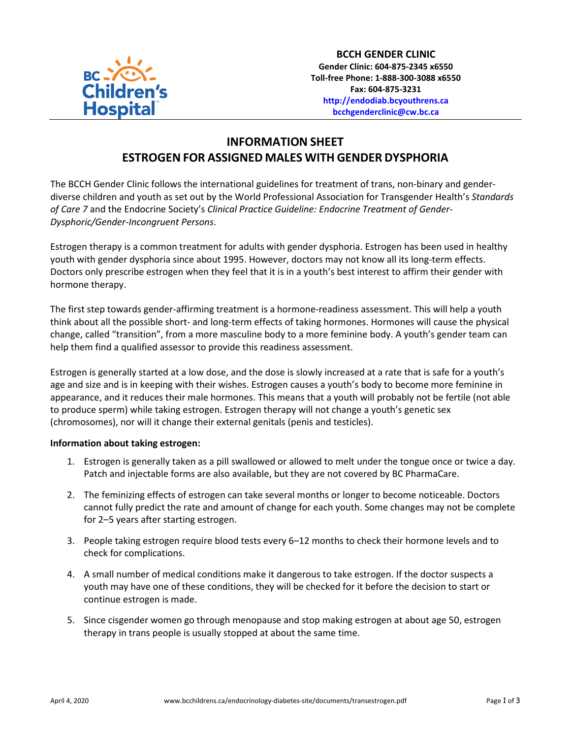**BCCH GENDER CLINIC**
**Gender Clinic: 604-875-2345 x6550**
**Toll-free Phone: 1-888-300-3088 x6550**
**Fax: 604-875-3231**
**http://endodiab.bcyouthrens.ca**
**bcchgenderclinic@cw.bc.ca**

# INFORMATION SHEET
# ESTROGEN FOR ASSIGNED MALES WITH GENDER DYSPHORIA

The BCCH Gender Clinic follows the international guidelines for treatment of trans, non-binary and gender-diverse children and youth as set out by the World Professional Association for Transgender Health's *Standards of Care 7* and the Endocrine Society's *Clinical Practice Guideline: Endocrine Treatment of Gender-Dysphoric/Gender-Incongruent Persons*.

Estrogen therapy is a common treatment for adults with gender dysphoria. Estrogen has been used in healthy youth with gender dysphoria since about 1995. However, doctors may not know all its long-term effects. Doctors only prescribe estrogen when they feel that it is in a youth's best interest to affirm their gender with hormone therapy.

The first step towards gender-affirming treatment is a hormone-readiness assessment. This will help a youth think about all the possible short- and long-term effects of taking hormones. Hormones will cause the physical change, called "transition", from a more masculine body to a more feminine body. A youth's gender team can help them find a qualified assessor to provide this readiness assessment.

Estrogen is generally started at a low dose, and the dose is slowly increased at a rate that is safe for a youth's age and size and is in keeping with their wishes. Estrogen causes a youth's body to become more feminine in appearance, and it reduces their male hormones. This means that a youth will probably not be fertile (not able to produce sperm) while taking estrogen. Estrogen therapy will not change a youth's genetic sex (chromosomes), nor will it change their external genitals (penis and testicles).

**Information about taking estrogen:**

1. Estrogen is generally taken as a pill swallowed or allowed to melt under the tongue once or twice a day. Patch and injectable forms are also available, but they are not covered by BC PharmaCare.
2. The feminizing effects of estrogen can take several months or longer to become noticeable. Doctors cannot fully predict the rate and amount of change for each youth. Some changes may not be complete for 2–5 years after starting estrogen.
3. People taking estrogen require blood tests every 6–12 months to check their hormone levels and to check for complications.
4. A small number of medical conditions make it dangerous to take estrogen. If the doctor suspects a youth may have one of these conditions, they will be checked for it before the decision to start or continue estrogen is made.
5. Since cisgender women go through menopause and stop making estrogen at about age 50, estrogen therapy in trans people is usually stopped at about the same time.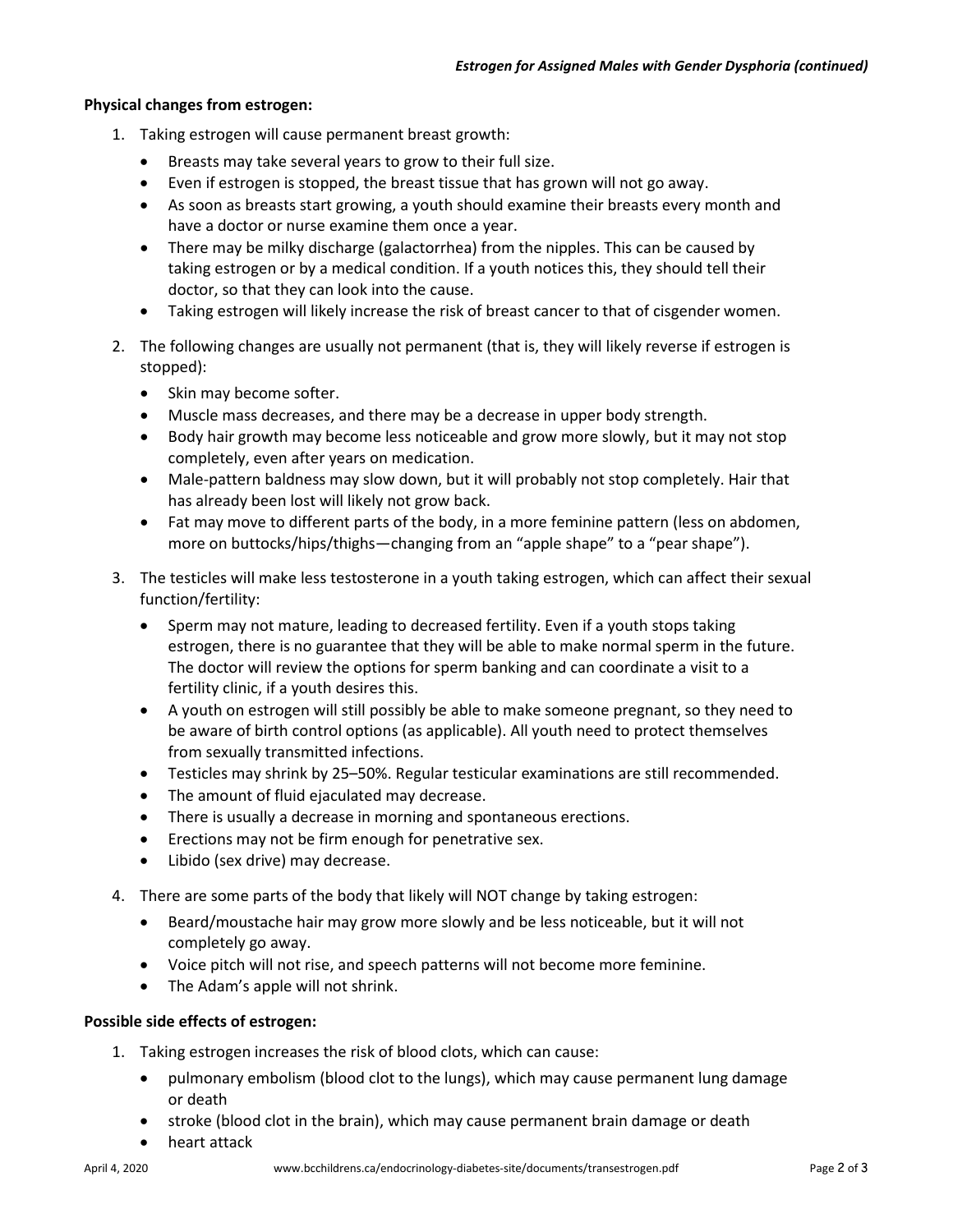**Physical changes from estrogen:**

1. Taking estrogen will cause permanent breast growth:
   - Breasts may take several years to grow to their full size.
   - Even if estrogen is stopped, the breast tissue that has grown will not go away.
   - As soon as breasts start growing, a youth should examine their breasts every month and have a doctor or nurse examine them once a year.
   - There may be milky discharge (galactorrhea) from the nipples. This can be caused by taking estrogen or by a medical condition. If a youth notices this, they should tell their doctor, so that they can look into the cause.
   - Taking estrogen will likely increase the risk of breast cancer to that of cisgender women.

2. The following changes are usually not permanent (that is, they will likely reverse if estrogen is stopped):
   - Skin may become softer.
   - Muscle mass decreases, and there may be a decrease in upper body strength.
   - Body hair growth may become less noticeable and grow more slowly, but it may not stop completely, even after years on medication.
   - Male-pattern baldness may slow down, but it will probably not stop completely. Hair that has already been lost will likely not grow back.
   - Fat may move to different parts of the body, in a more feminine pattern (less on abdomen, more on buttocks/hips/thighs—changing from an "apple shape" to a "pear shape").

3. The testicles will make less testosterone in a youth taking estrogen, which can affect their sexual function/fertility:
   - Sperm may not mature, leading to decreased fertility. Even if a youth stops taking estrogen, there is no guarantee that they will be able to make normal sperm in the future. The doctor will review the options for sperm banking and can coordinate a visit to a fertility clinic, if a youth desires this.
   - A youth on estrogen will still possibly be able to make someone pregnant, so they need to be aware of birth control options (as applicable). All youth need to protect themselves from sexually transmitted infections.
   - Testicles may shrink by 25–50%. Regular testicular examinations are still recommended.
   - The amount of fluid ejaculated may decrease.
   - There is usually a decrease in morning and spontaneous erections.
   - Erections may not be firm enough for penetrative sex.
   - Libido (sex drive) may decrease.

4. There are some parts of the body that likely will NOT change by taking estrogen:
   - Beard/moustache hair may grow more slowly and be less noticeable, but it will not completely go away.
   - Voice pitch will not rise, and speech patterns will not become more feminine.
   - The Adam's apple will not shrink.

**Possible side effects of estrogen:**

1. Taking estrogen increases the risk of blood clots, which can cause:
   - pulmonary embolism (blood clot to the lungs), which may cause permanent lung damage or death
   - stroke (blood clot in the brain), which may cause permanent brain damage or death
   - heart attack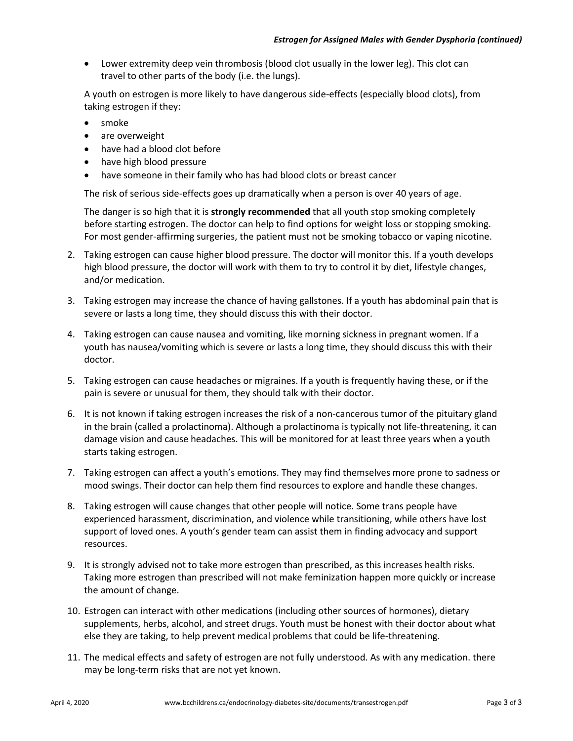- Lower extremity deep vein thrombosis (blood clot usually in the lower leg). This clot can travel to other parts of the body (i.e. the lungs).

A youth on estrogen is more likely to have dangerous side-effects (especially blood clots), from taking estrogen if they:

- smoke
- are overweight
- have had a blood clot before
- have high blood pressure
- have someone in their family who has had blood clots or breast cancer

The risk of serious side-effects goes up dramatically when a person is over 40 years of age.

The danger is so high that it is **strongly recommended** that all youth stop smoking completely before starting estrogen. The doctor can help to find options for weight loss or stopping smoking. For most gender-affirming surgeries, the patient must not be smoking tobacco or vaping nicotine.

2. Taking estrogen can cause higher blood pressure. The doctor will monitor this. If a youth develops high blood pressure, the doctor will work with them to try to control it by diet, lifestyle changes, and/or medication.

3. Taking estrogen may increase the chance of having gallstones. If a youth has abdominal pain that is severe or lasts a long time, they should discuss this with their doctor.

4. Taking estrogen can cause nausea and vomiting, like morning sickness in pregnant women. If a youth has nausea/vomiting which is severe or lasts a long time, they should discuss this with their doctor.

5. Taking estrogen can cause headaches or migraines. If a youth is frequently having these, or if the pain is severe or unusual for them, they should talk with their doctor.

6. It is not known if taking estrogen increases the risk of a non-cancerous tumor of the pituitary gland in the brain (called a prolactinoma). Although a prolactinoma is typically not life-threatening, it can damage vision and cause headaches. This will be monitored for at least three years when a youth starts taking estrogen.

7. Taking estrogen can affect a youth's emotions. They may find themselves more prone to sadness or mood swings. Their doctor can help them find resources to explore and handle these changes.

8. Taking estrogen will cause changes that other people will notice. Some trans people have experienced harassment, discrimination, and violence while transitioning, while others have lost support of loved ones. A youth's gender team can assist them in finding advocacy and support resources.

9. It is strongly advised not to take more estrogen than prescribed, as this increases health risks. Taking more estrogen than prescribed will not make feminization happen more quickly or increase the amount of change.

10. Estrogen can interact with other medications (including other sources of hormones), dietary supplements, herbs, alcohol, and street drugs. Youth must be honest with their doctor about what else they are taking, to help prevent medical problems that could be life-threatening.

11. The medical effects and safety of estrogen are not fully understood. As with any medication. there may be long-term risks that are not yet known.